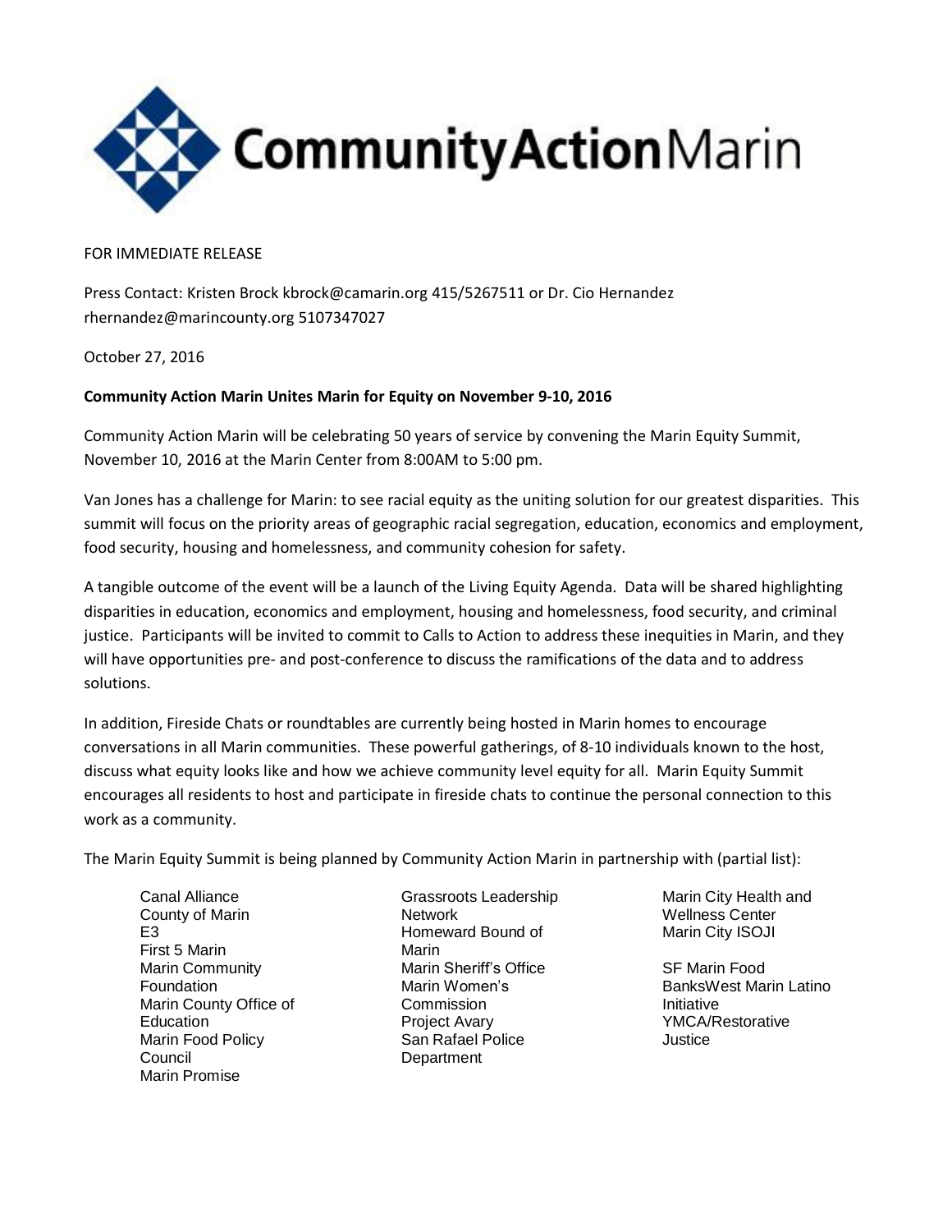Community Action Marin

FOR IMMEDIATE RELEASE

Press Contact: Kristen Brock kbrock@camarin.org 415/5267511 or Dr. Cio Hernandez rhernandez@marincounty.org 5107347027

October 27, 2016

**Community Action Marin Unites Marin for Equity on November 9-10, 2016**

Community Action Marin will be celebrating 50 years of service by convening the Marin Equity Summit, November 10, 2016 at the Marin Center from 8:00AM to 5:00 pm.

Van Jones has a challenge for Marin: to see racial equity as the uniting solution for our greatest disparities. This summit will focus on the priority areas of geographic racial segregation, education, economics and employment, food security, housing and homelessness, and community cohesion for safety.

A tangible outcome of the event will be a launch of the Living Equity Agenda. Data will be shared highlighting disparities in education, economics and employment, housing and homelessness, food security, and criminal justice. Participants will be invited to commit to Calls to Action to address these inequities in Marin, and they will have opportunities pre- and post-conference to discuss the ramifications of the data and to address solutions.

In addition, Fireside Chats or roundtables are currently being hosted in Marin homes to encourage conversations in all Marin communities. These powerful gatherings, of 8-10 individuals known to the host, discuss what equity looks like and how we achieve community level equity for all. Marin Equity Summit encourages all residents to host and participate in fireside chats to continue the personal connection to this work as a community.

The Marin Equity Summit is being planned by Community Action Marin in partnership with (partial list):

- Canal Alliance
- County of Marin
- E3
- First 5 Marin
- Marin Community Foundation
- Marin County Office of Education
- Marin Food Policy Council
- Marin Promise
- Grassroots Leadership Network
- Homeward Bound of Marin
- Marin Sheriff's Office
- Marin Women's Commission
- Project Avary
- San Rafael Police Department
- Marin City Health and Wellness Center
- Marin City ISOJI
- SF Marin Food BanksWest Marin Latino Initiative
- YMCA/Restorative Justice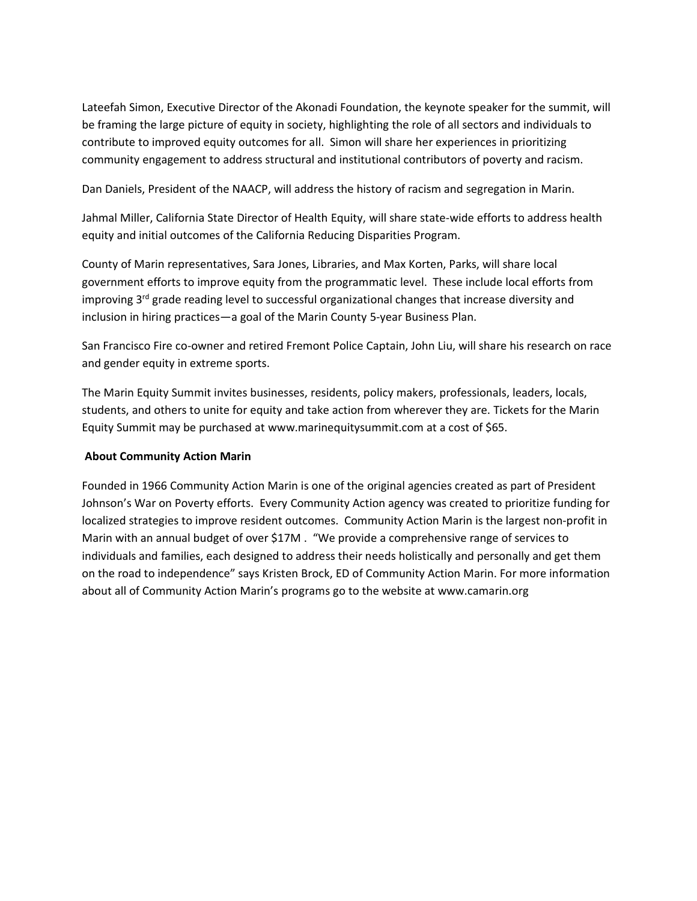Lateefah Simon, Executive Director of the Akonadi Foundation, the keynote speaker for the summit, will be framing the large picture of equity in society, highlighting the role of all sectors and individuals to contribute to improved equity outcomes for all. Simon will share her experiences in prioritizing community engagement to address structural and institutional contributors of poverty and racism.

Dan Daniels, President of the NAACP, will address the history of racism and segregation in Marin.

Jahmal Miller, California State Director of Health Equity, will share state-wide efforts to address health equity and initial outcomes of the California Reducing Disparities Program.

County of Marin representatives, Sara Jones, Libraries, and Max Korten, Parks, will share local government efforts to improve equity from the programmatic level. These include local efforts from improving 3rd grade reading level to successful organizational changes that increase diversity and inclusion in hiring practices—a goal of the Marin County 5-year Business Plan.

San Francisco Fire co-owner and retired Fremont Police Captain, John Liu, will share his research on race and gender equity in extreme sports.

The Marin Equity Summit invites businesses, residents, policy makers, professionals, leaders, locals, students, and others to unite for equity and take action from wherever they are. Tickets for the Marin Equity Summit may be purchased at www.marinequitysummit.com at a cost of $65.

**About Community Action Marin**

Founded in 1966 Community Action Marin is one of the original agencies created as part of President Johnson's War on Poverty efforts. Every Community Action agency was created to prioritize funding for localized strategies to improve resident outcomes. Community Action Marin is the largest non-profit in Marin with an annual budget of over $17M . "We provide a comprehensive range of services to individuals and families, each designed to address their needs holistically and personally and get them on the road to independence" says Kristen Brock, ED of Community Action Marin. For more information about all of Community Action Marin's programs go to the website at www.camarin.org